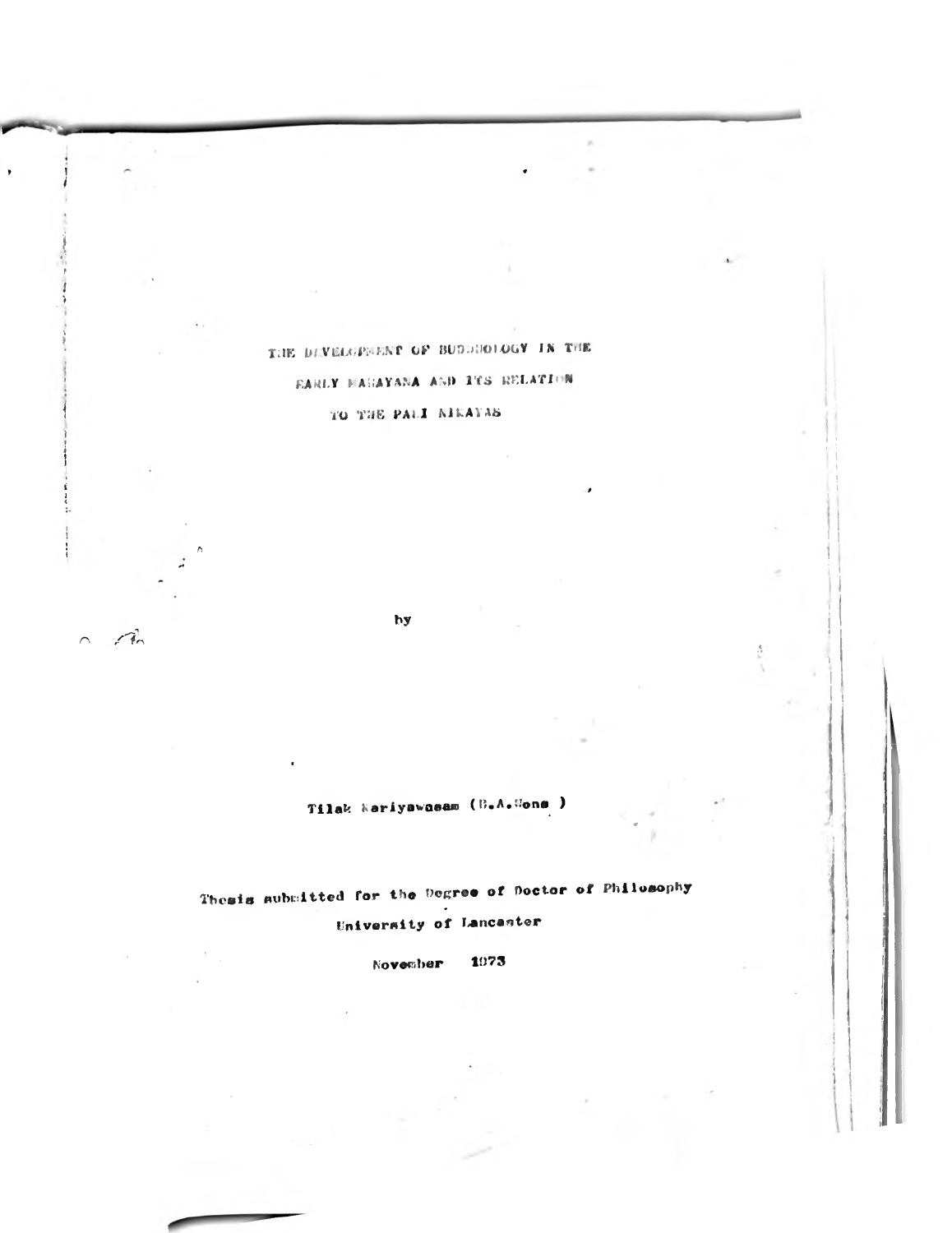# THE DEVELOPMENT OF BUDDHOLOGY IN THE EARLY MAHAYANA AND ITS RELATION TO THE PALI NIKAYAS

by

Tilak Kariyawasam (B.A.Hons.)

Thesis submitted for the Degree of Doctor of Philosophy

University of Lancaster

November 1973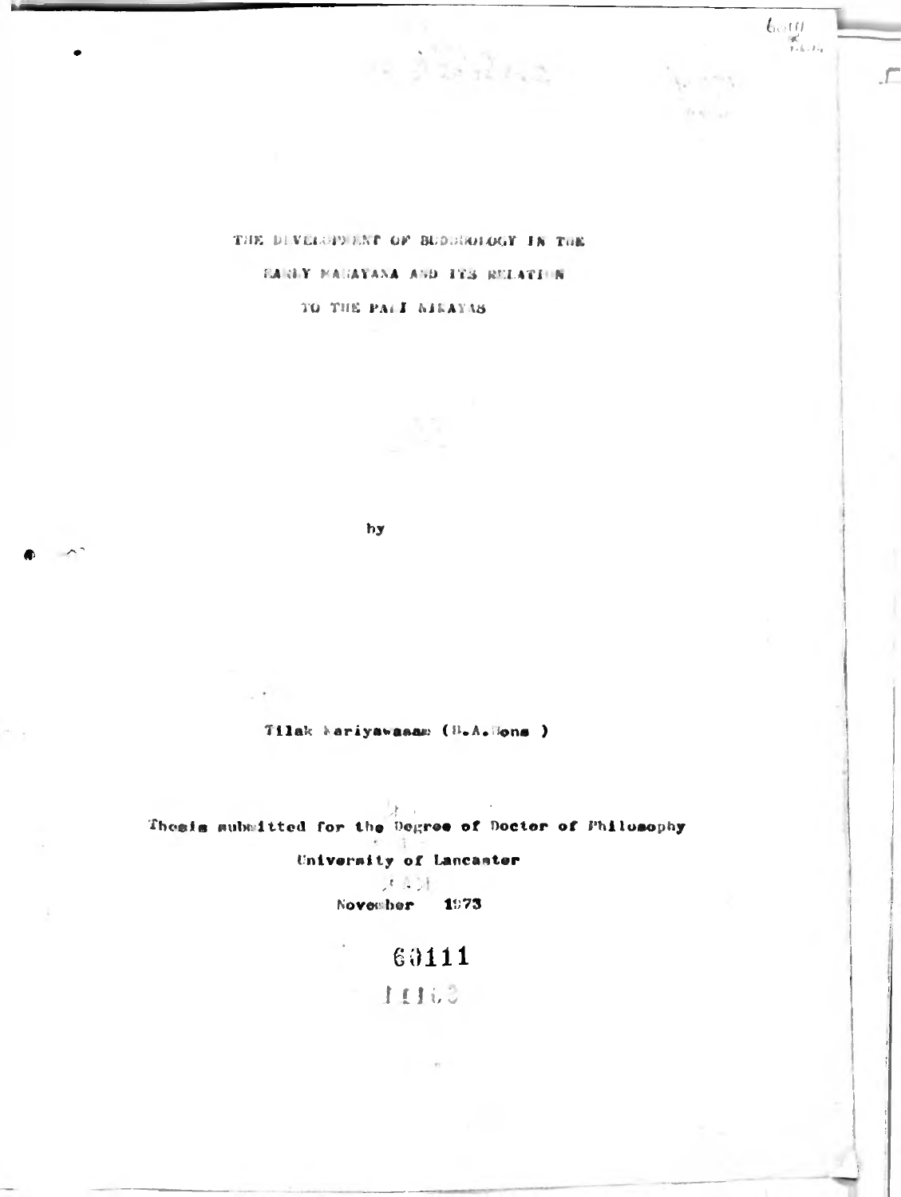# THE DEVELOPMENT OF BUDDHOLOGY IN THE EARLY MAHAYANA AND ITS RELATION TO THE PALI NIKAYAS

by

Tilak Kariyawasam (B.A.Hons.)

Thesis submitted for the Degree of Doctor of Philosophy

University of Lancaster

November 1973

60111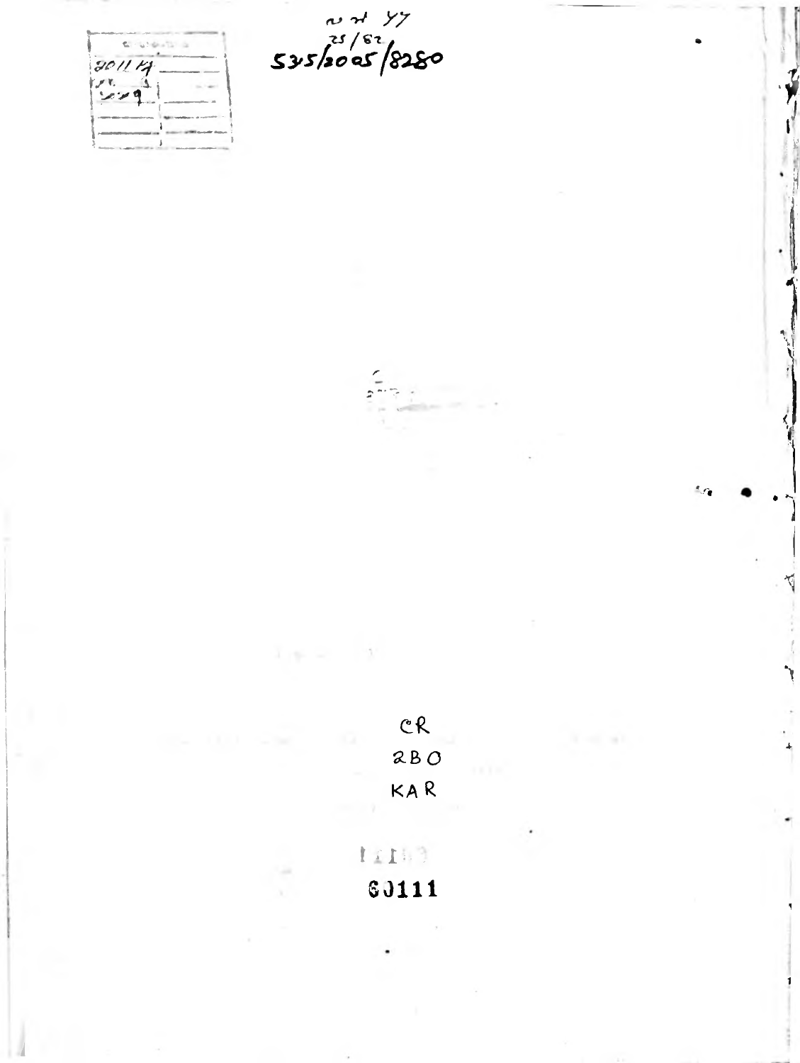535/2005/8280

CR
2BO
KAR

60111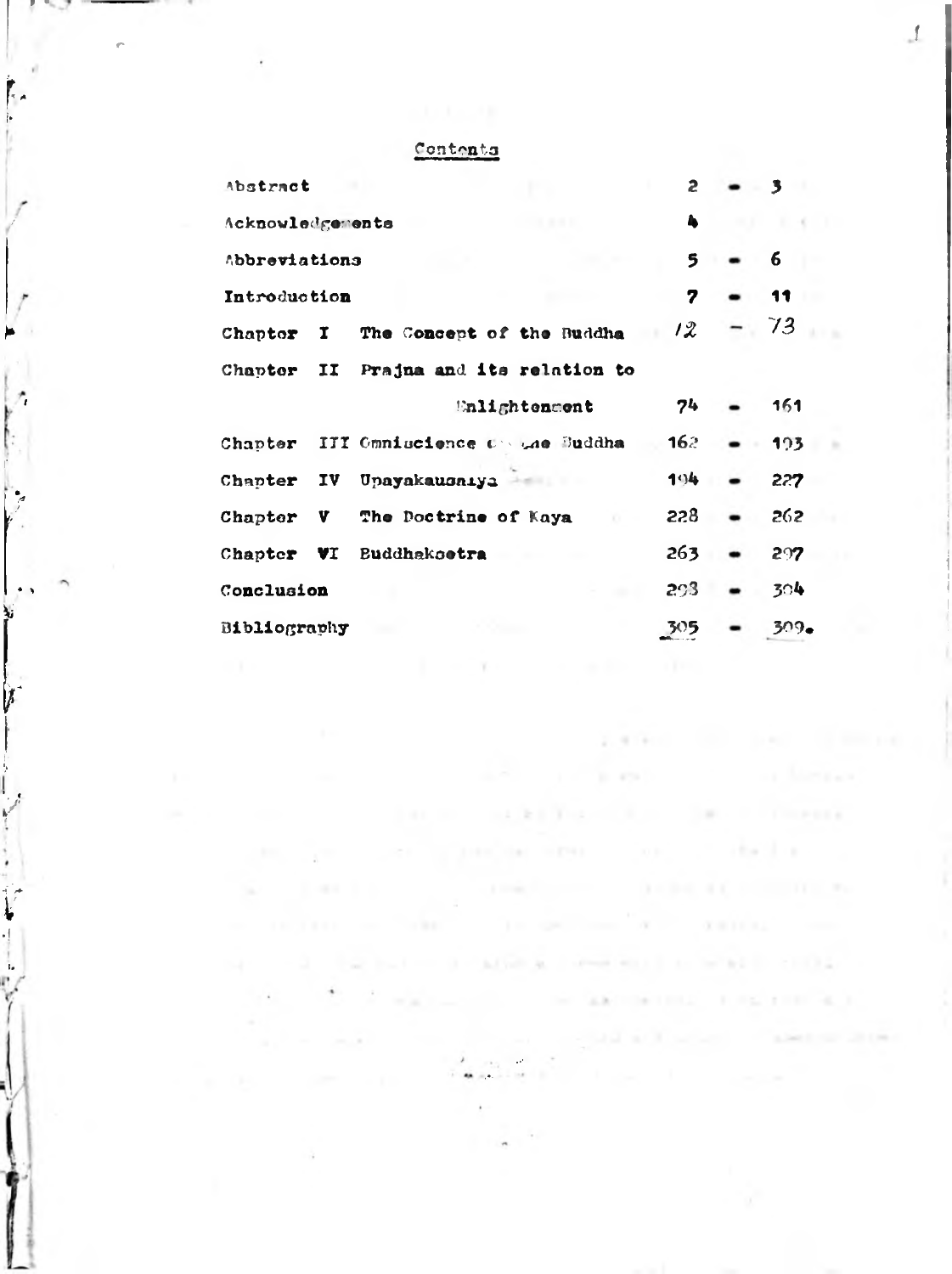## Contents

| | | |
|---|---|---|
| Abstract | | 2 - 3 |
| Acknowledgements | | 4 |
| Abbreviations | | 5 - 6 |
| Introduction | | 7 - 11 |
| Chapter I | The Concept of the Buddha | 12 - 73 |
| Chapter II | Prajna and its relation to Enlightenment | 74 - 161 |
| Chapter III | Omniscience of the Buddha | 162 - 193 |
| Chapter IV | Upayakausalya | 194 - 227 |
| Chapter V | The Doctrine of Kaya | 228 - 262 |
| Chapter VI | Buddhaksetra | 263 - 297 |
| Conclusion | | 298 - 304 |
| Bibliography | | 305 - 309. |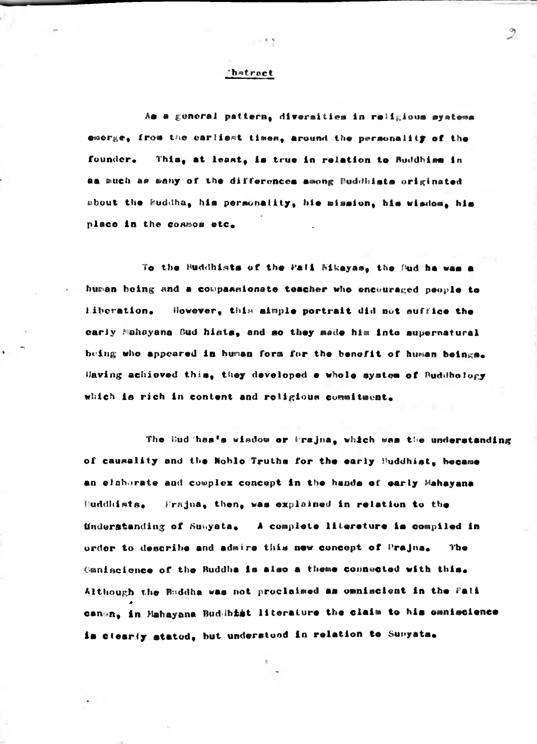# Abstract

As a general pattern, diversities in religious systems emerge, from the earliest times, around the personality of the founder. This, at least, is true in relation to Buddhism in as much as many of the differences among Buddhists originated about the Buddha, his personality, his mission, his wisdom, his place in the cosmos etc.

To the Buddhists of the Pali Nikayas, the Buddha was a human being and a compassionate teacher who encouraged people to liberation. However, this simple portrait did not suffice the early Mahayana Buddhists, and so they made him into supernatural being who appeared in human form for the benefit of human beings. Having achieved this, they developed a whole system of Buddhology which is rich in content and religious commitment.

The Buddha's wisdom or Prajna, which was the understanding of causality and the Noble Truths for the early Buddhist, became an elaborate and complex concept in the hands of early Mahayana Buddhists. Prajna, then, was explained in relation to the Understanding of Sunyata. A complete literature is compiled in order to describe and admire this new concept of Prajna. The Omniscience of the Buddha is also a theme connected with this. Although the Buddha was not proclaimed as omniscient in the Pali canon, in Mahayana Buddhist literature the claim to his omniscience is clearly stated, but understood in relation to Sunyata.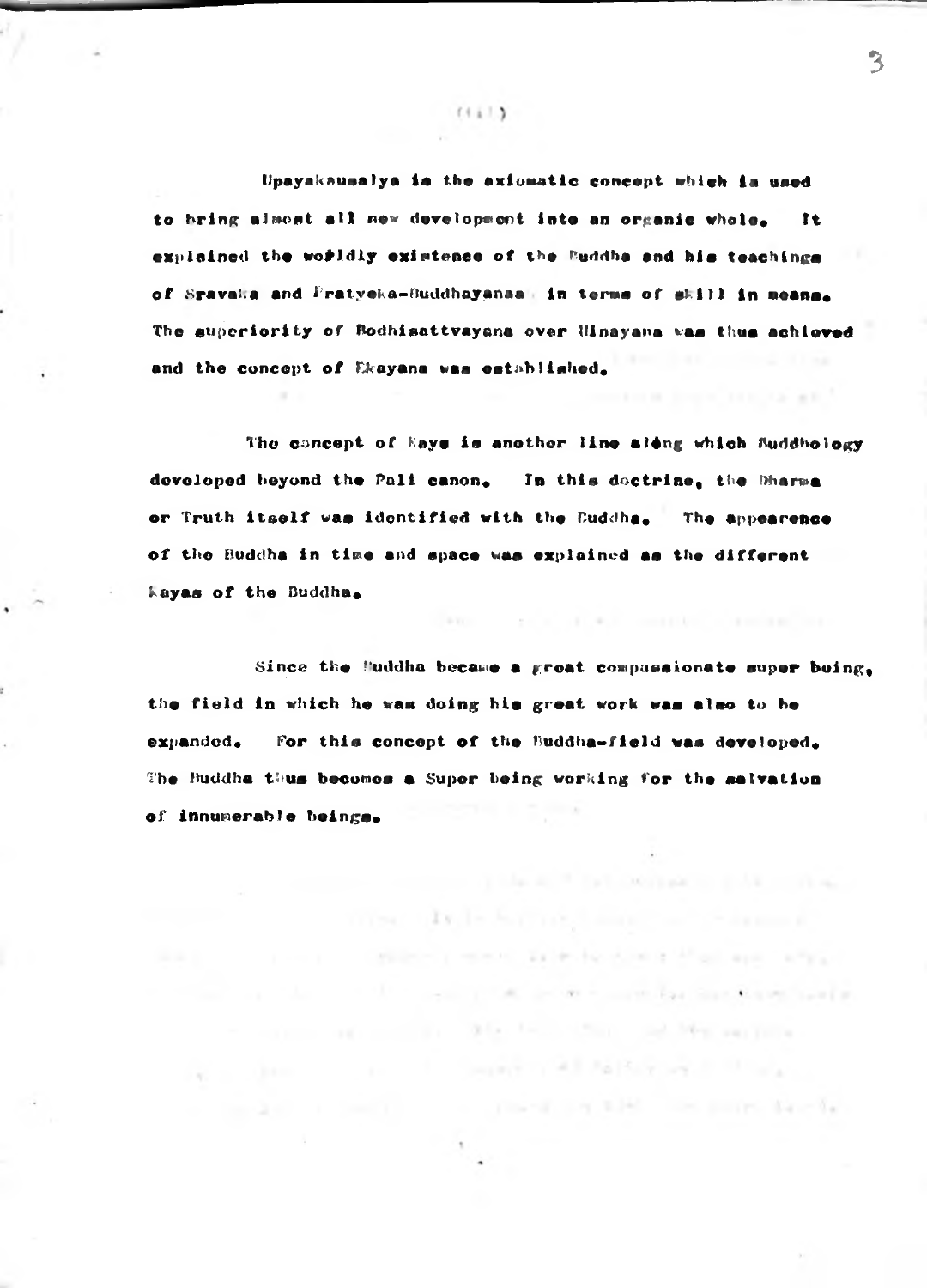Upayakausalya is the axiomatic concept which is used to bring almost all new development into an organic whole. It explained the worldly existence of the Buddha and his teachings of Sravaka and Pratyeka-Buddhayanas in terms of skill in means. The superiority of Bodhisattvayana over Hinayana was thus achieved and the concept of Ekayana was established.

The concept of Kaya is another line along which Buddhology developed beyond the Pali canon. In this doctrine, the Dharma or Truth itself was identified with the Buddha. The appearence of the Buddha in time and space was explained as the different kayas of the Buddha.

Since the Buddha became a great compassionate super being, the field in which he was doing his great work was also to be expanded. For this concept of the Buddha-field was developed. The Buddha thus becomes a Super being working for the salvation of innumerable beings.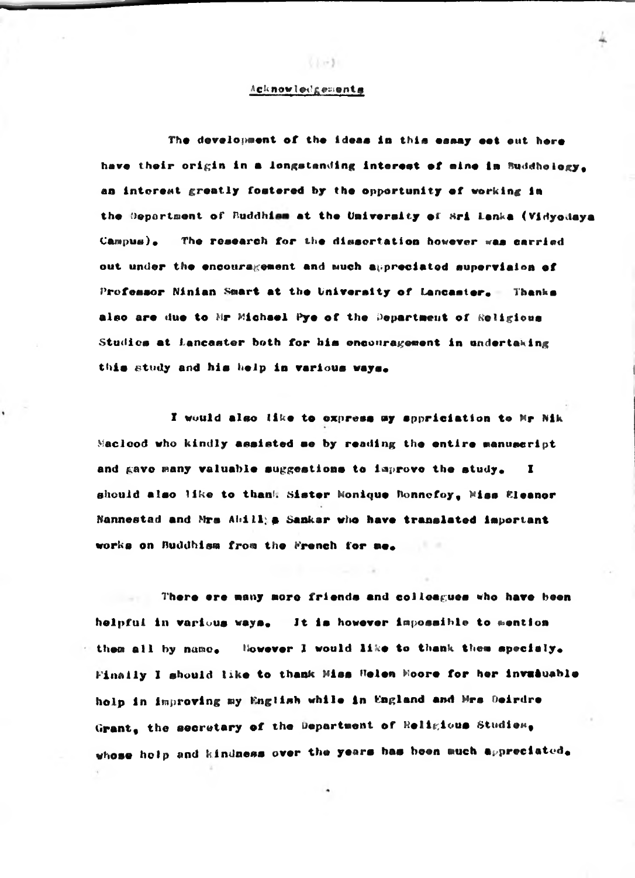## Acknowledgements

The development of the ideas in this essay set out here have their origin in a longstanding interest of mine in Buddhology, an interest greatly fostered by the opportunity of working in the Department of Buddhism at the University of Sri Lanka (Vidyodaya Campus). The research for the dissertation however was carried out under the encouragement and much appreciated supervision of Professor Ninian Smart at the University of Lancaster. Thanks also are due to Mr Michael Pye of the Department of Religious Studies at Lancaster both for his encouragement in undertaking this study and his help in various ways.

I would also like to express my appriciation to Mr Nik Macleod who kindly assisted me by reading the entire manuscript and gave many valuable suggestions to improve the study. I should also like to thank Sister Monique Bonnefoy, Miss Eleanor Nannestad and Mrs Abilla Sankar who have translated important works on Buddhism from the French for me.

There are many more friends and colleagues who have been helpful in various ways. It is however impossible to mention them all by name. However I would like to thank them specialy. Finally I should like to thank Miss Helen Moore for her invaluable help in improving my English while in England and Mrs Deirdre Grant, the secretary of the Department of Religious Studies, whose help and kindness over the years has been much appreciated.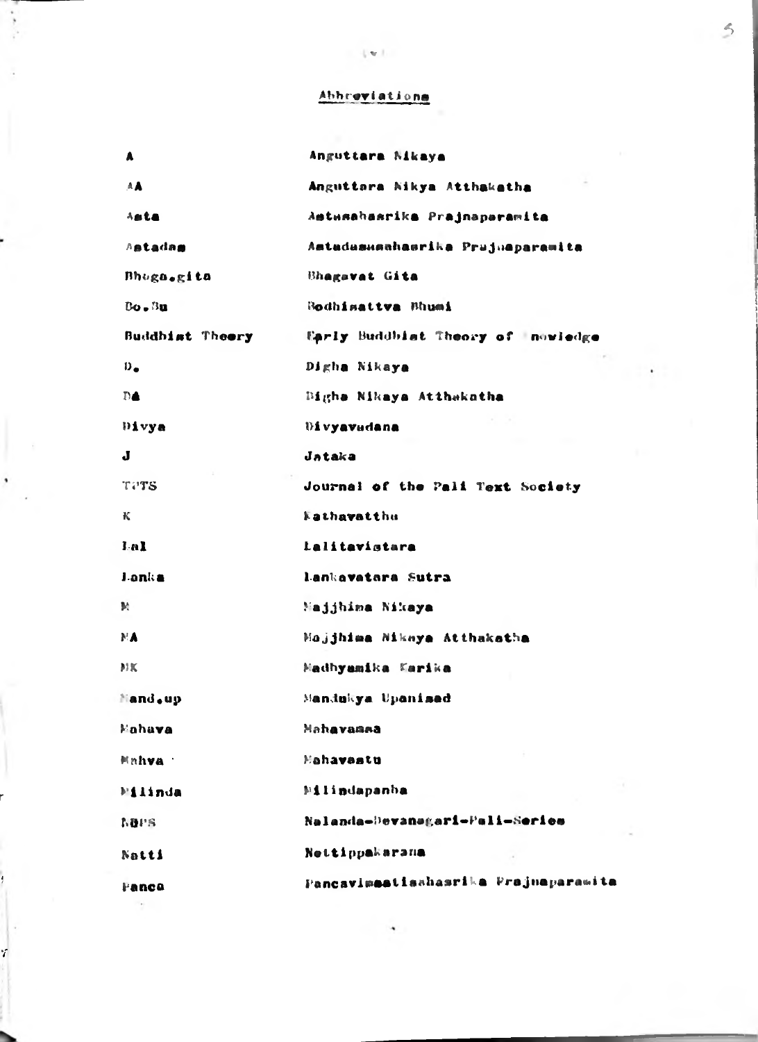## Abbreviations

| | |
|---|---|
| A | Anguttara Nikaya |
| AA | Anguttara Nikya Atthakatha |
| Asta | Astasahasrika Prajnaparamita |
| Astadas | Astadasasahasrika Prajnaparamita |
| Bhaga.gita | Bhagavat Gita |
| Bo.Bu | Bodhisattva Bhumi |
| Buddhist Theory | Early Buddhist Theory of Knowledge |
| D. | Digha Nikaya |
| DA | Digha Nikaya Atthakatha |
| Divya | Divyavadana |
| J | Jataka |
| JPTS | Journal of the Pali Text Society |
| K | Kathavatthu |
| Lal | Lalitavistara |
| Lanka | Lankavatara Sutra |
| M | Majjhima Nikaya |
| MA | Majjhima Nikaya Atthakatha |
| MK | Madhyamika Karika |
| Mand.up | Mandukya Upanisad |
| Mahava | Mahavamsa |
| Mahva | Mahavastu |
| Milinda | Milindapanha |
| NDPS | Nalanda-Devanagari-Pali-Series |
| Netti | Nettippakarana |
| Panca | Pancavimsatisahasrika Prajnaparamita |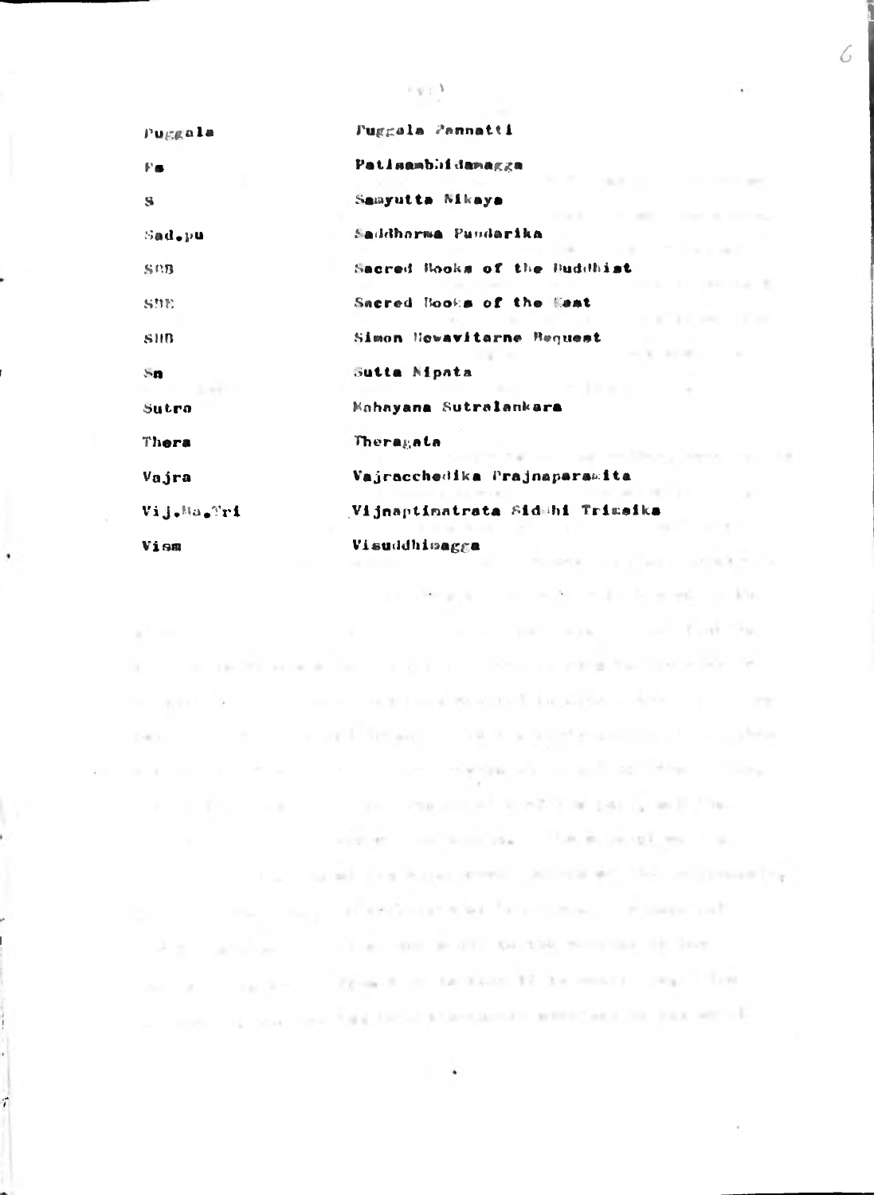| | |
|---|---|
| Puggala | Puggala Pannatti |
| Pa | Patisambhidamagga |
| S | Samyutta Nikaya |
| Sad.pu | Saddharma Pundarika |
| SBB | Sacred Books of the Buddhist |
| SBE | Sacred Books of the East |
| SHB | Simon Hewavitarne Bequest |
| Sn | Sutta Nipata |
| Sutra | Mahayana Sutralankara |
| Thera | Theragata |
| Vajra | Vajracchedika Prajnaparamita |
| Vij.Ma.Tri | Vijnaptimatrata Siddhi Trimsika |
| Vism | Visuddhimagga |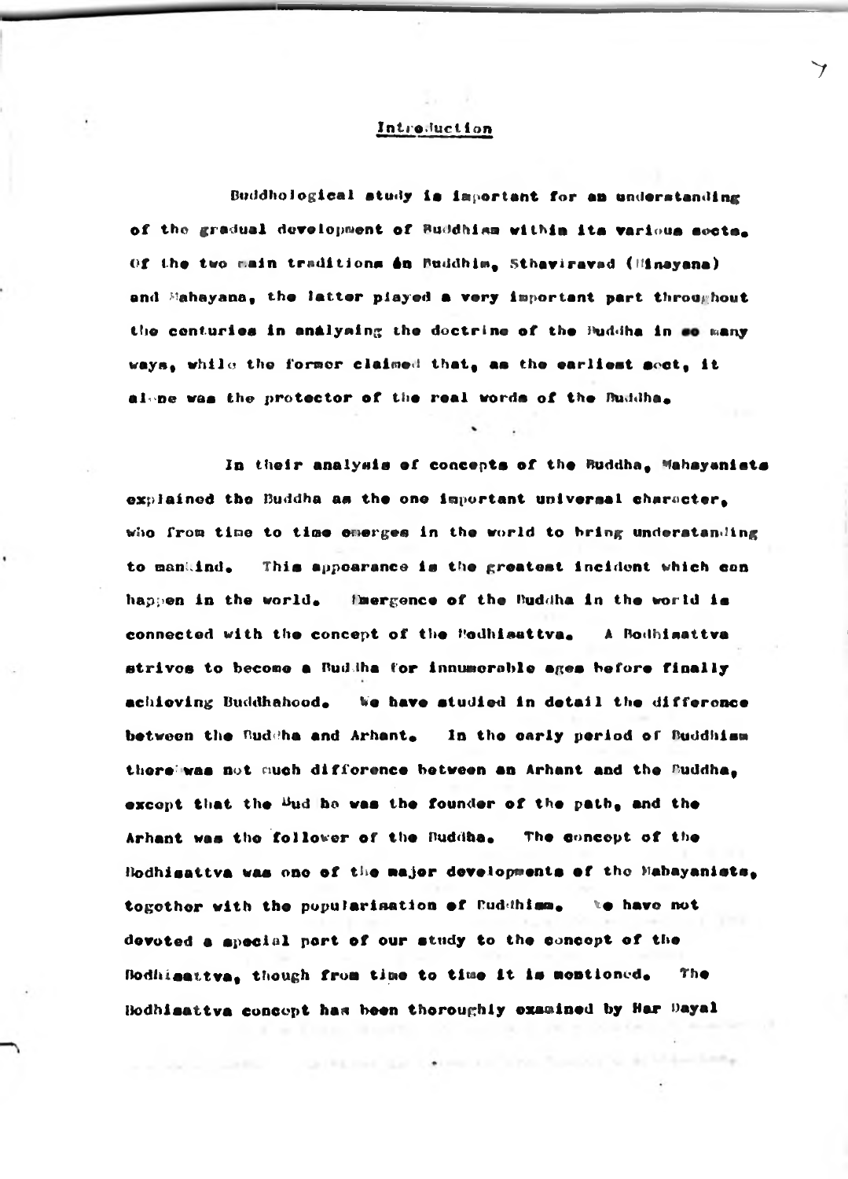## Introduction

Buddhological study is important for an understanding of the gradual development of Buddhism within its various sects. Of the two main traditions in Buddhism, Sthaviravad (Hinayana) and Mahayana, the latter played a very important part throughout the centuries in analysing the doctrine of the Buddha in so many ways, while the former claimed that, as the earliest sect, it alone was the protector of the real words of the Buddha.

In their analysis of concepts of the Buddha, Mahayanists explained the Buddha as the one important universal character, who from time to time emerges in the world to bring understanding to mankind. This appearance is the greatest incident which can happen in the world. Emergence of the Buddha in the world is connected with the concept of the Bodhisattva. A Bodhisattva strives to become a Buddha for innumerable ages before finally achieving Buddhahood. We have studied in detail the difference between the Buddha and Arhant. In the early period of Buddhism there was not much difference between an Arhant and the Buddha, except that the Buddha was the founder of the path, and the Arhant was the follower of the Buddha. The concept of the Bodhisattva was one of the major developments of the Mahayanists, together with the popularisation of Buddhism. We have not devoted a special part of our study to the concept of the Bodhisattva, though from time to time it is mentioned. The Bodhisattva concept has been thoroughly examined by Har Dayal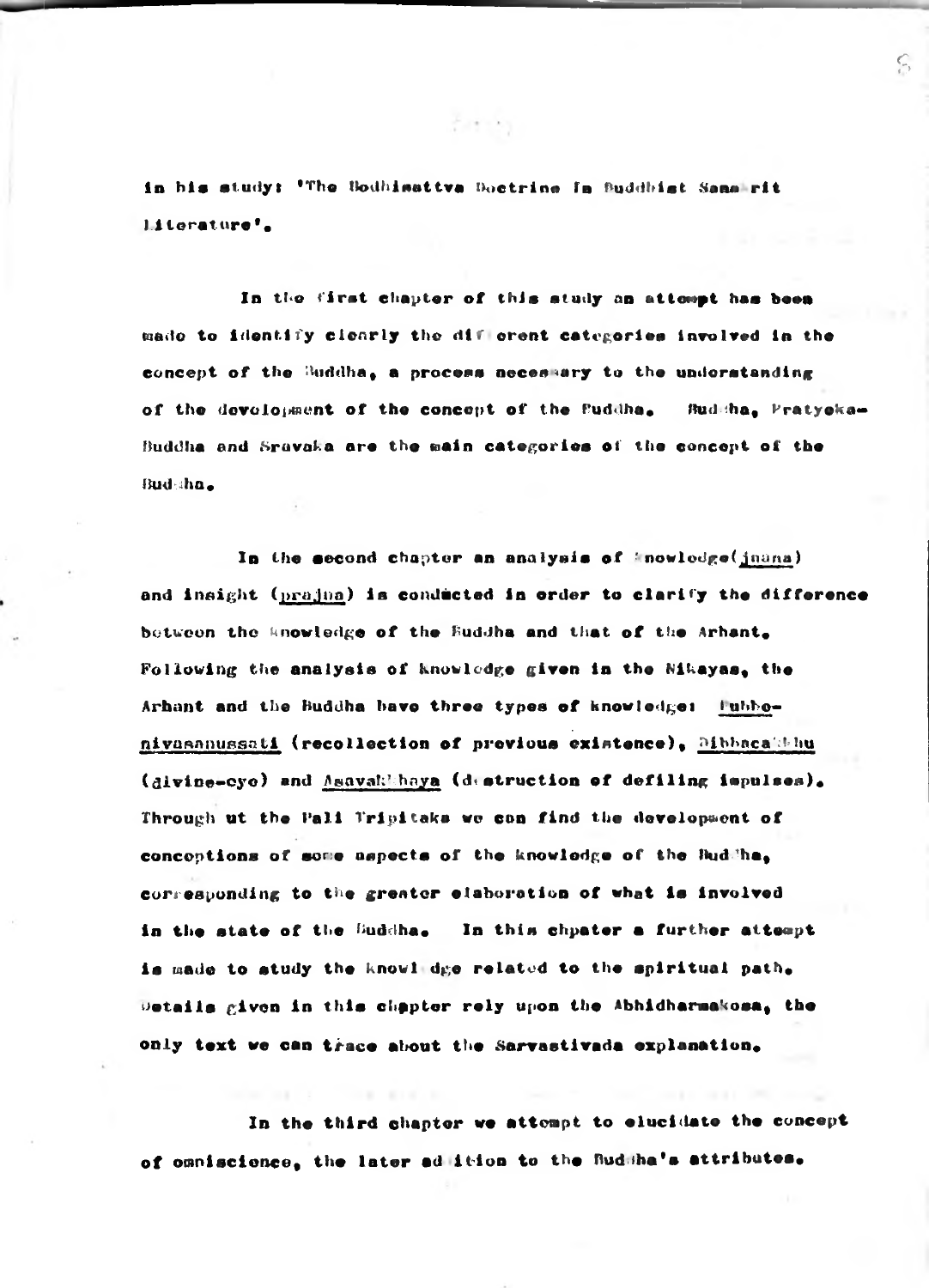in his study: 'The Bodhisattva Doctrine in Buddhist Sanskrit Literature'.

In the first chapter of this study an attempt has been made to identify clearly the different categories involved in the concept of the Buddha, a process necessary to the understanding of the development of the concept of the Buddha. Buddha, Pratyeka-Buddha and Sravaka are the main categories of the concept of the Buddha.

In the second chapter an analysis of knowledge(jnana) and insight (prajna) is conducted in order to clarify the difference between the knowledge of the Buddha and that of the Arhant. Following the analysis of knowledge given in the Nikayas, the Arhant and the Buddha have three types of knowledge: Pubbe-nivasanussati (recollection of previous existence), Dibbacakkhu (divine-eye) and Asavakkhaya (destruction of defiling impulses). Throughout the Pali Tripitaka we can find the development of conceptions of some aspects of the knowledge of the Buddha, corresponding to the greater elaboration of what is involved in the state of the Buddha. In this chpater a further attempt is made to study the knowledge related to the spiritual path. Details given in this chapter rely upon the Abhidharmakosa, the only text we can trace about the Sarvastivada explanation.

In the third chapter we attempt to elucidate the concept of omniscience, the later addition to the Buddha's attributes.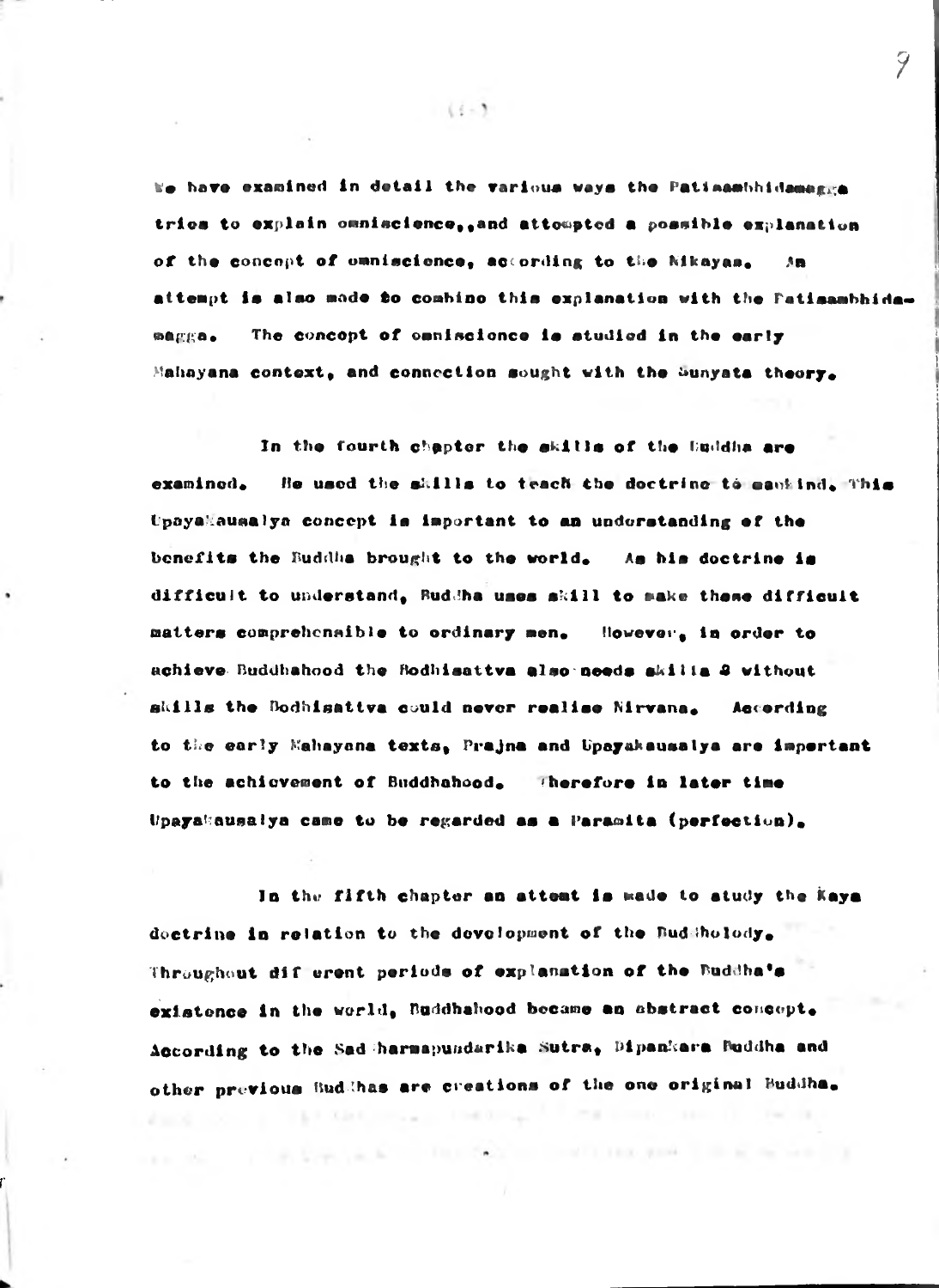We have examined in detail the various ways the Patisambhidamagga tries to explain omniscience,,and attempted a possible explanation of the concept of omniscience, according to the Nikayas. An attempt is also made to combine this explanation with the Patisambhidamagga. The concept of omniscience is studied in the early Mahayana context, and connection sought with the Sunyata theory.

In the fourth chapter the skills of the Buddha are examined. He used the skills to teach the doctrine to mankind. This Upayakausalya concept is important to an understanding of the benefits the Buddha brought to the world. As his doctrine is difficult to understand, Buddha uses skill to make these difficult matters comprehensible to ordinary men. However, in order to achieve Buddhahood the Bodhisattva also needs skills & without skills the Bodhisattva could never realise Nirvana. According to the early Mahayana texts, Prajna and Upayakausalya are important to the achievement of Buddhahood. Therefore in later time Upayakausalya came to be regarded as a Paramita (perfection).

In the fifth chapter an attemt is made to study the Kaya doctrine in relation to the development of the Buddholody. Throughout dif erent periods of explanation of the Buddha's existence in the world, Buddhahood became an abstract concept. According to the Saddharmapundarika Sutra, Dipankara Buddha and other previous Buddhas are creations of the one original Buddha.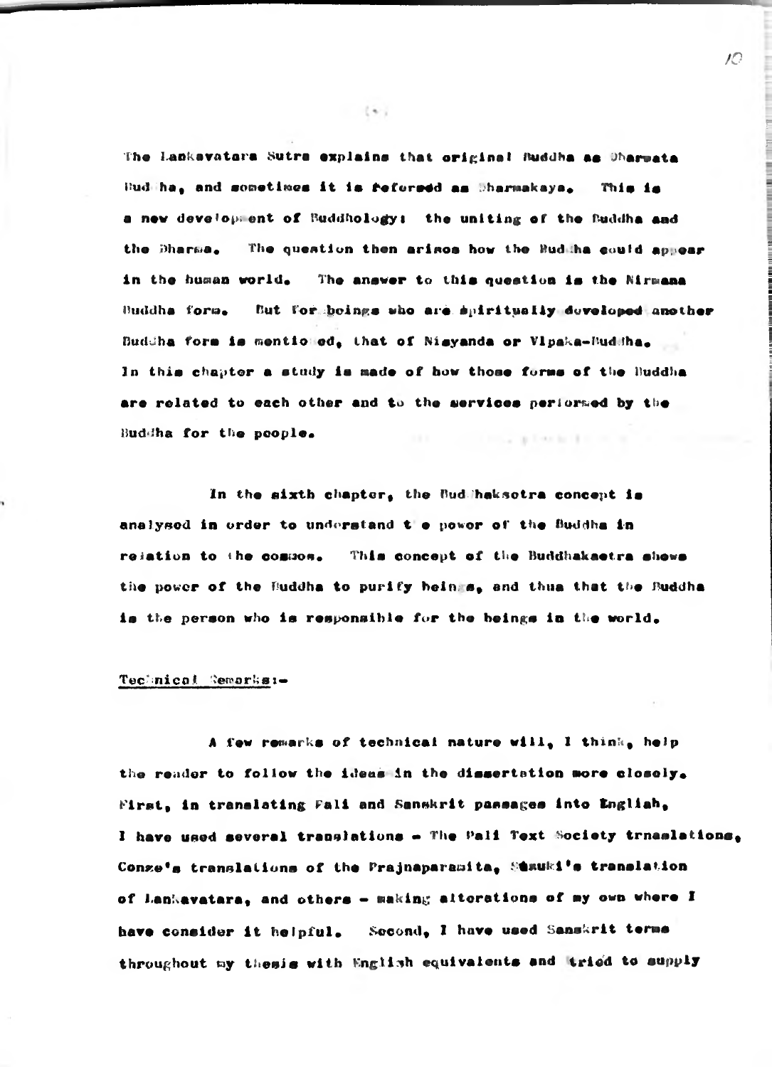The Lankavatara Sutra explains that original Buddha as Dharmata Buddha, and sometimes it is refereed as Dharmakaya. This is a new development of Buddhology: the uniting of the Buddha and the Dharma. The question then arises how the Buddha could appear in the human world. The answer to this question is the Nirmana Buddha form. But for beings who are spiritually developed another Buddha form is mentioned, that of Nisyanda or Vipaka-Buddha. In this chapter a study is made of how those forms of the Buddha are related to each other and to the services performed by the Buddha for the people.

In the sixth chapter, the Buddhaksetra concept is analysed in order to understand the power of the Buddha in relation to the cosmos. This concept of the Buddhaksetra shows the power of the Buddha to purify beings, and thus that the Buddha is the person who is responsible for the beings in the world.

Technical Remarks:-

A few remarks of technical nature will, I think, help the reader to follow the ideas in the dissertation more closely. First, in translating Pali and Sanskrit passages into English, I have used several translations - The Pali Text Society trnaslations, Conze's translations of the Prajnaparamita, Suzuki's translation of Lankavatara, and others - making alterations of my own where I have consider it helpful. Second, I have used Sanskrit terms throughout my thesis with English equivalents and tried to supply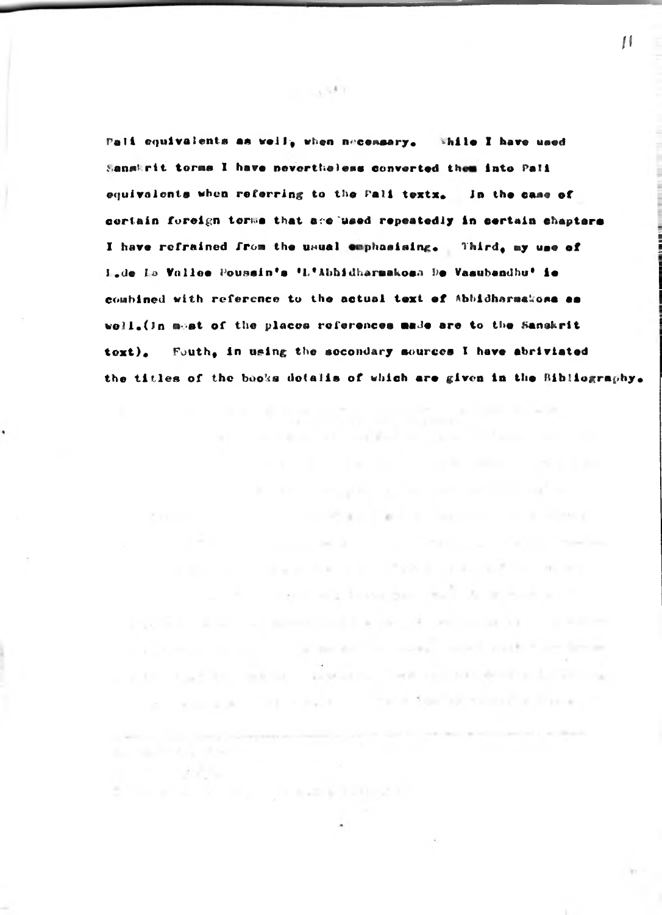Pali equivalents as well, when necessary. While I have used Sanskrit terms I have nevertheless converted them into Pali equivalents when referring to the Pali textx. In the case of certain foreign terms that are used repeatedly in certain chapters I have refrained from the usual emphasising. Third, my use of L.de La Vallee Poussin's 'L'Abhidharmakosa De Vasubandhu' is combined with reference to the actual text of Abhidharmakosa as well.(In most of the places references made are to the Sanskrit text). Fouth, in using the secondary sources I have abriviated the titles of the books details of which are given in the Bibliography.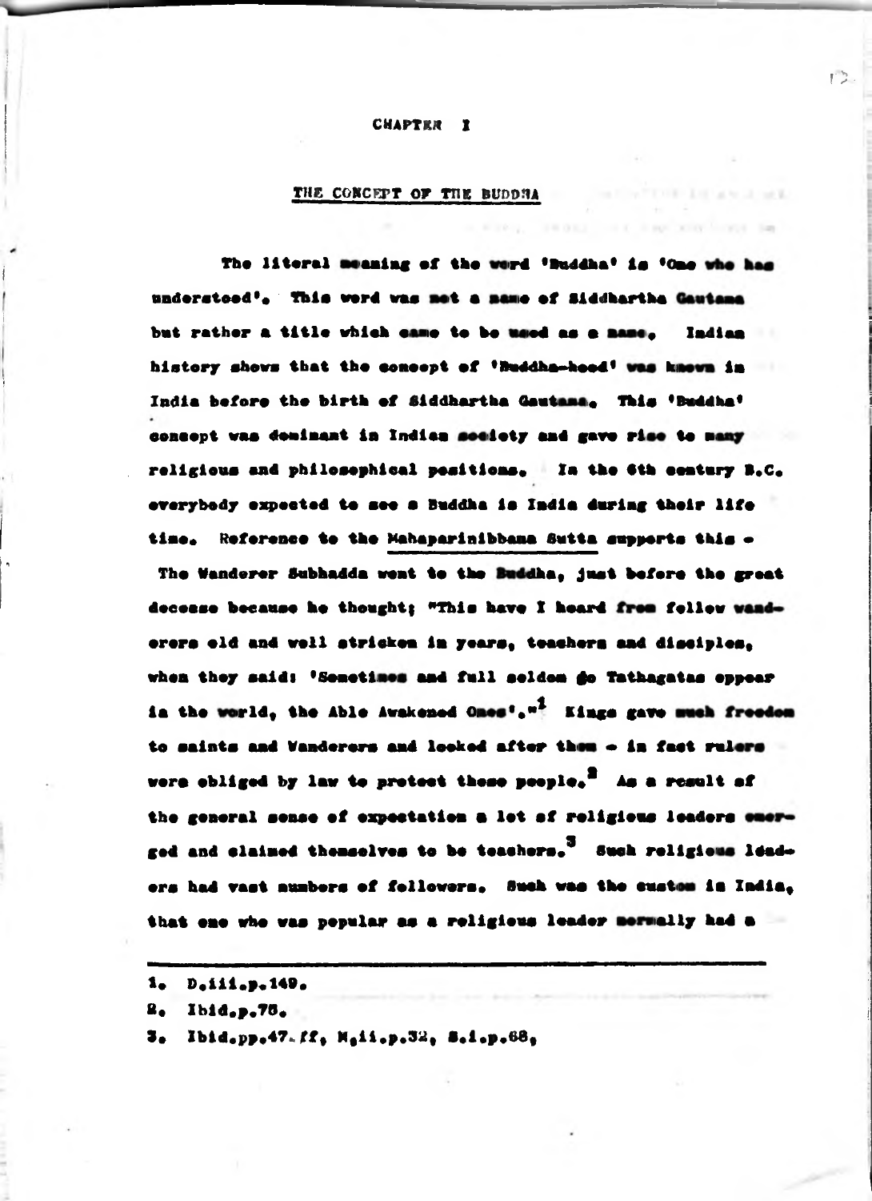# CHAPTER I

## THE CONCEPT OF THE BUDDHA

The literal meaning of the word 'Buddha' is 'One who has understood'. This word was not a name of Siddhartha Gautama but rather a title which came to be used as a name. Indian history shows that the concept of 'Buddha-hood' was known in India before the birth of Siddhartha Gautama. This 'Buddha' concept was dominant in Indian society and gave rise to many religious and philosophical positions. In the 6th century B.C. everybody expected to see a Buddha in India during their life time. Reference to the Mahaparinibbana Sutta supports this - The Wanderer Subhadda went to the Buddha, just before the great decease because he thought; "This have I heard from fellow wanderers old and well stricken in years, teachers and disciples, when they said: 'Sometimes and full seldom do Tathagatas appear in the world, the Able Awakened Ones'."[1] Kings gave much freedom to saints and Wanderers and looked after them - in fact rulers were obliged by law to protect these people.[2] As a result of the general sense of expectation a lot of religious leaders emerged and claimed themselves to be teachers.[3] Such religious leaders had vast numbers of followers. Such was the custom in India, that one who was popular as a religious leader normally had a

---

1. D.iii.p.149.
2. Ibid.p.78.
3. Ibid.pp.47.ff, M.ii.p.32, S.i.p.68,